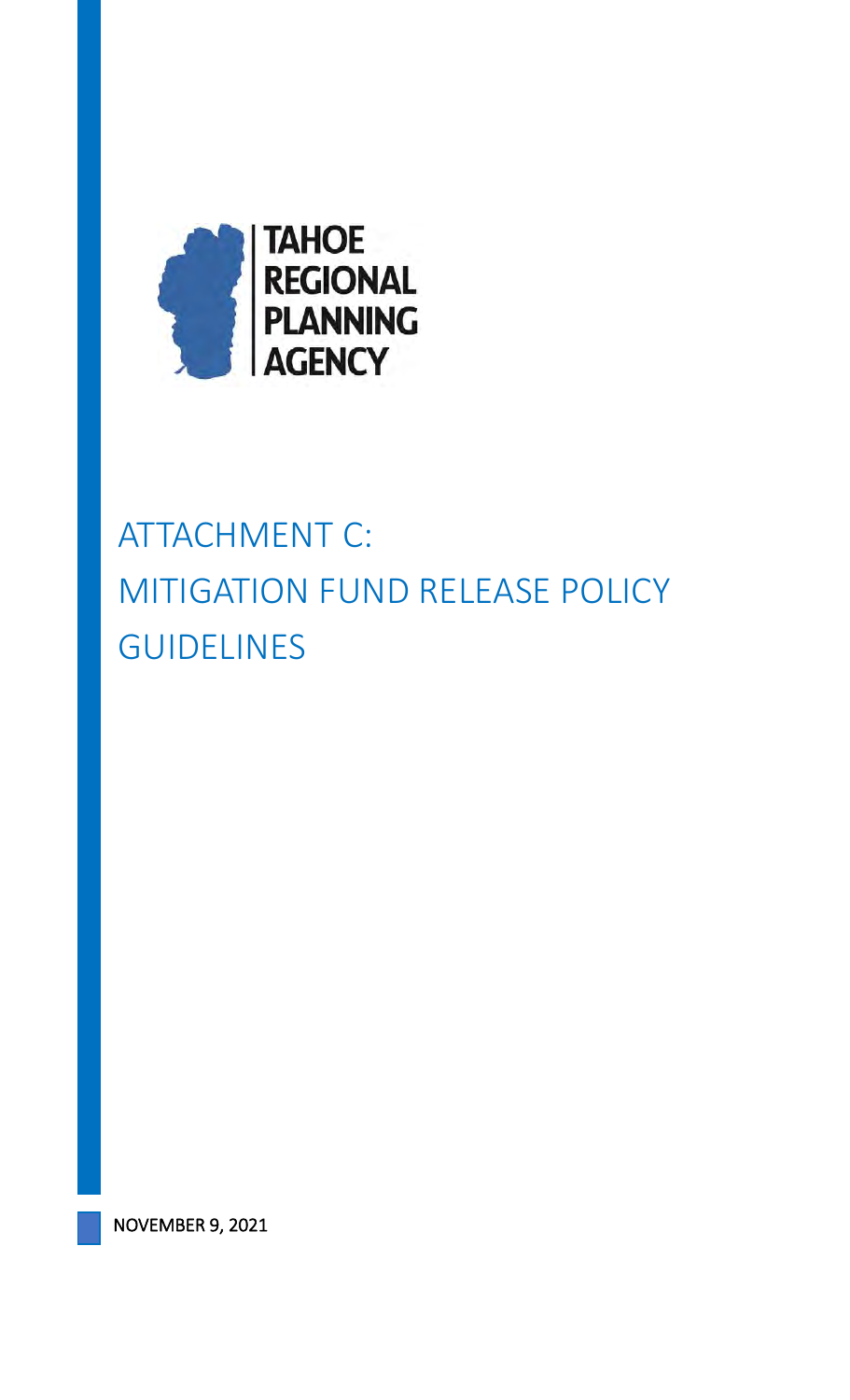TAHOE
REGIONAL
PLANNING
AGENCY

# ATTACHMENT C:
# MITIGATION FUND RELEASE POLICY GUIDELINES

NOVEMBER 9, 2021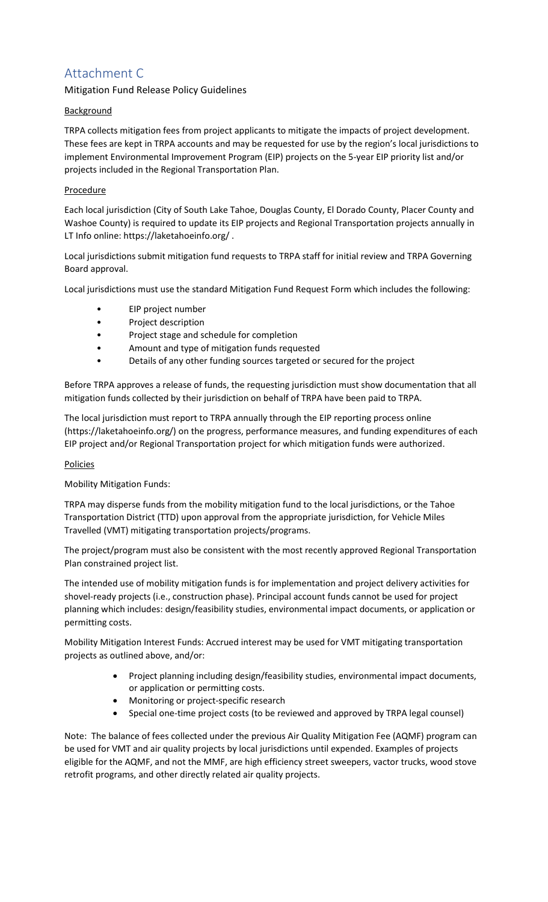# Attachment C

### Mitigation Fund Release Policy Guidelines

#### Background

TRPA collects mitigation fees from project applicants to mitigate the impacts of project development. These fees are kept in TRPA accounts and may be requested for use by the region's local jurisdictions to implement Environmental Improvement Program (EIP) projects on the 5-year EIP priority list and/or projects included in the Regional Transportation Plan.

#### Procedure

Each local jurisdiction (City of South Lake Tahoe, Douglas County, El Dorado County, Placer County and Washoe County) is required to update its EIP projects and Regional Transportation projects annually in LT Info online: https://laketahoeinfo.org/ .

Local jurisdictions submit mitigation fund requests to TRPA staff for initial review and TRPA Governing Board approval.

Local jurisdictions must use the standard Mitigation Fund Request Form which includes the following:

- EIP project number
- Project description
- Project stage and schedule for completion
- Amount and type of mitigation funds requested
- Details of any other funding sources targeted or secured for the project

Before TRPA approves a release of funds, the requesting jurisdiction must show documentation that all mitigation funds collected by their jurisdiction on behalf of TRPA have been paid to TRPA.

The local jurisdiction must report to TRPA annually through the EIP reporting process online (https://laketahoeinfo.org/) on the progress, performance measures, and funding expenditures of each EIP project and/or Regional Transportation project for which mitigation funds were authorized.

#### Policies

Mobility Mitigation Funds:

TRPA may disperse funds from the mobility mitigation fund to the local jurisdictions, or the Tahoe Transportation District (TTD) upon approval from the appropriate jurisdiction, for Vehicle Miles Travelled (VMT) mitigating transportation projects/programs.

The project/program must also be consistent with the most recently approved Regional Transportation Plan constrained project list.

The intended use of mobility mitigation funds is for implementation and project delivery activities for shovel-ready projects (i.e., construction phase). Principal account funds cannot be used for project planning which includes: design/feasibility studies, environmental impact documents, or application or permitting costs.

Mobility Mitigation Interest Funds: Accrued interest may be used for VMT mitigating transportation projects as outlined above, and/or:

- Project planning including design/feasibility studies, environmental impact documents, or application or permitting costs.
- Monitoring or project-specific research
- Special one-time project costs (to be reviewed and approved by TRPA legal counsel)

Note: The balance of fees collected under the previous Air Quality Mitigation Fee (AQMF) program can be used for VMT and air quality projects by local jurisdictions until expended. Examples of projects eligible for the AQMF, and not the MMF, are high efficiency street sweepers, vactor trucks, wood stove retrofit programs, and other directly related air quality projects.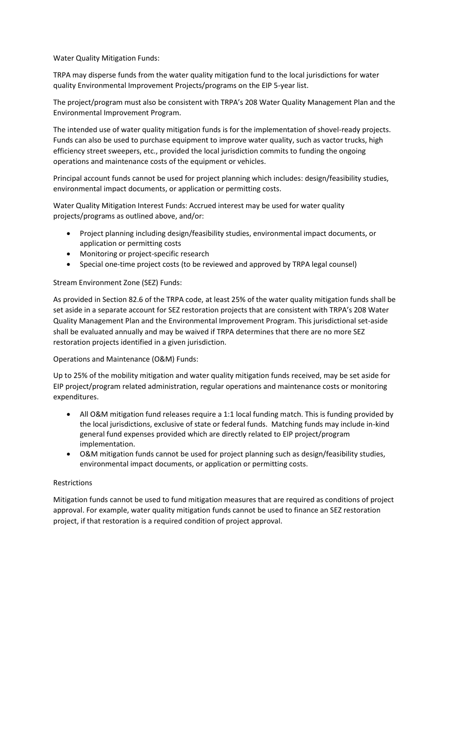Water Quality Mitigation Funds:

TRPA may disperse funds from the water quality mitigation fund to the local jurisdictions for water quality Environmental Improvement Projects/programs on the EIP 5-year list.

The project/program must also be consistent with TRPA's 208 Water Quality Management Plan and the Environmental Improvement Program.

The intended use of water quality mitigation funds is for the implementation of shovel-ready projects. Funds can also be used to purchase equipment to improve water quality, such as vactor trucks, high efficiency street sweepers, etc., provided the local jurisdiction commits to funding the ongoing operations and maintenance costs of the equipment or vehicles.

Principal account funds cannot be used for project planning which includes: design/feasibility studies, environmental impact documents, or application or permitting costs.

Water Quality Mitigation Interest Funds: Accrued interest may be used for water quality projects/programs as outlined above, and/or:

- Project planning including design/feasibility studies, environmental impact documents, or application or permitting costs
- Monitoring or project-specific research
- Special one-time project costs (to be reviewed and approved by TRPA legal counsel)

Stream Environment Zone (SEZ) Funds:

As provided in Section 82.6 of the TRPA code, at least 25% of the water quality mitigation funds shall be set aside in a separate account for SEZ restoration projects that are consistent with TRPA's 208 Water Quality Management Plan and the Environmental Improvement Program. This jurisdictional set-aside shall be evaluated annually and may be waived if TRPA determines that there are no more SEZ restoration projects identified in a given jurisdiction.

Operations and Maintenance (O&M) Funds:

Up to 25% of the mobility mitigation and water quality mitigation funds received, may be set aside for EIP project/program related administration, regular operations and maintenance costs or monitoring expenditures.

- All O&M mitigation fund releases require a 1:1 local funding match. This is funding provided by the local jurisdictions, exclusive of state or federal funds. Matching funds may include in-kind general fund expenses provided which are directly related to EIP project/program implementation.
- O&M mitigation funds cannot be used for project planning such as design/feasibility studies, environmental impact documents, or application or permitting costs.

Restrictions

Mitigation funds cannot be used to fund mitigation measures that are required as conditions of project approval. For example, water quality mitigation funds cannot be used to finance an SEZ restoration project, if that restoration is a required condition of project approval.